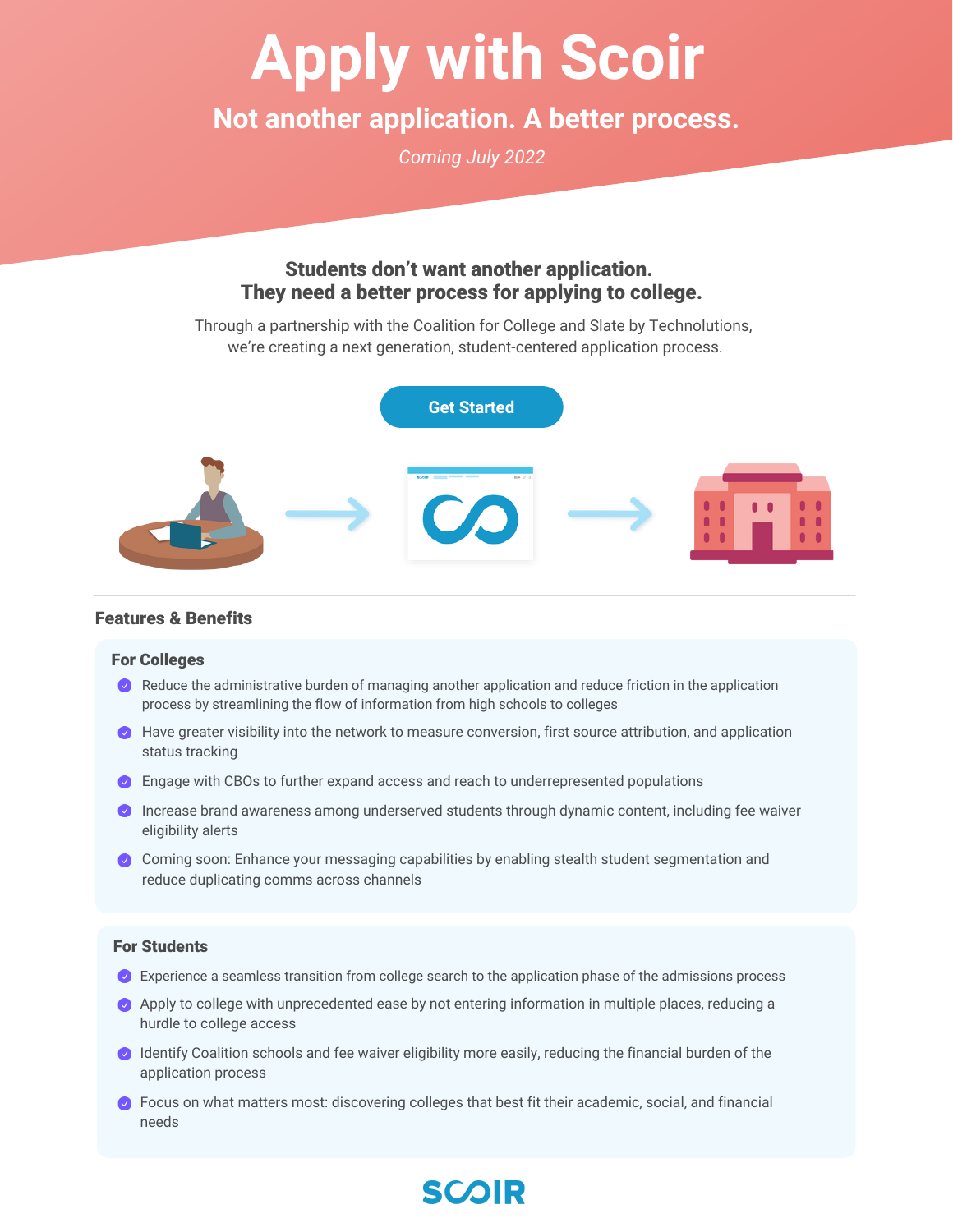# Apply with Scoir

## Not another application. A better process.

*Coming July 2022*

**Students don't want another application.**
**They need a better process for applying to college.**

Through a partnership with the Coalition for College and Slate by Technolutions, we're creating a next generation, student-centered application process.

Get Started

## Features & Benefits

### For Colleges

- Reduce the administrative burden of managing another application and reduce friction in the application process by streamlining the flow of information from high schools to colleges
- Have greater visibility into the network to measure conversion, first source attribution, and application status tracking
- Engage with CBOs to further expand access and reach to underrepresented populations
- Increase brand awareness among underserved students through dynamic content, including fee waiver eligibility alerts
- Coming soon: Enhance your messaging capabilities by enabling stealth student segmentation and reduce duplicating comms across channels

### For Students

- Experience a seamless transition from college search to the application phase of the admissions process
- Apply to college with unprecedented ease by not entering information in multiple places, reducing a hurdle to college access
- Identify Coalition schools and fee waiver eligibility more easily, reducing the financial burden of the application process
- Focus on what matters most: discovering colleges that best fit their academic, social, and financial needs

SCOIR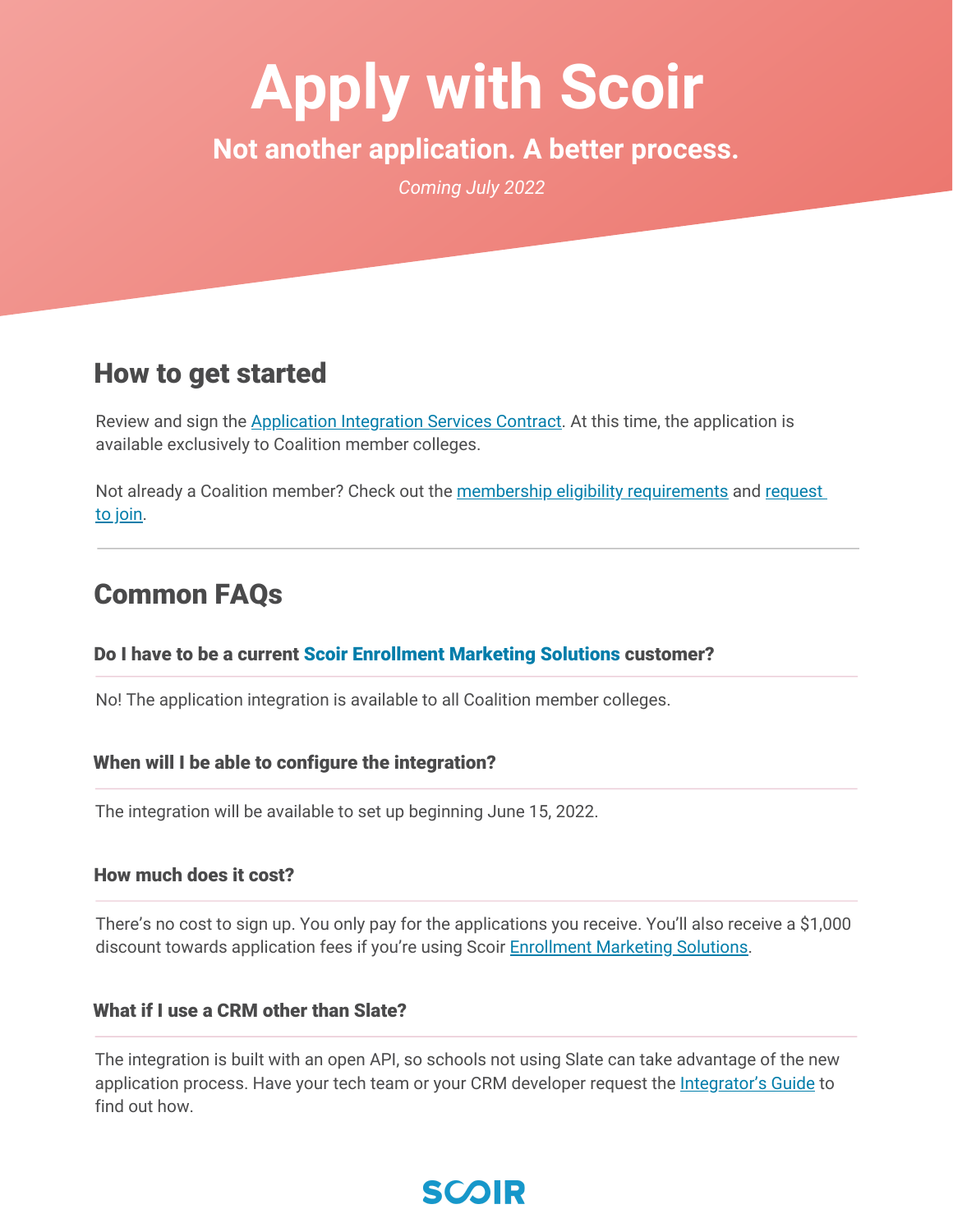# Apply with Scoir

## Not another application. A better process.

*Coming July 2022*

## How to get started

Review and sign the Application Integration Services Contract. At this time, the application is available exclusively to Coalition member colleges.

Not already a Coalition member? Check out the membership eligibility requirements and request to join.

---

## Common FAQs

### Do I have to be a current Scoir Enrollment Marketing Solutions customer?

No! The application integration is available to all Coalition member colleges.

### When will I be able to configure the integration?

The integration will be available to set up beginning June 15, 2022.

### How much does it cost?

There's no cost to sign up. You only pay for the applications you receive. You'll also receive a $1,000 discount towards application fees if you're using Scoir Enrollment Marketing Solutions.

### What if I use a CRM other than Slate?

The integration is built with an open API, so schools not using Slate can take advantage of the new application process. Have your tech team or your CRM developer request the Integrator's Guide to find out how.

SCOIR